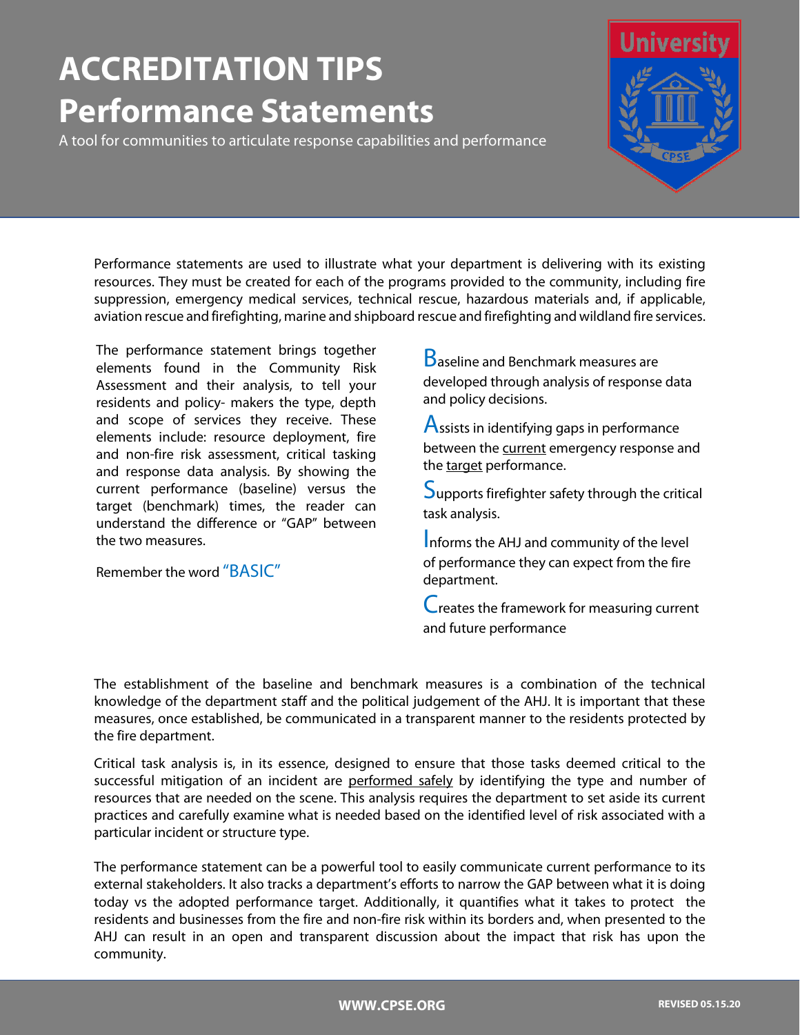# ACCREDITATION TIPS

# Performance Statements

A tool for communities to articulate response capabilities and performance

Performance statements are used to illustrate what your department is delivering with its existing resources. They must be created for each of the programs provided to the community, including fire suppression, emergency medical services, technical rescue, hazardous materials and, if applicable, aviation rescue and firefighting, marine and shipboard rescue and firefighting and wildland fire services.

The performance statement brings together elements found in the Community Risk Assessment and their analysis, to tell your residents and policy- makers the type, depth and scope of services they receive. These elements include: resource deployment, fire and non-fire risk assessment, critical tasking and response data analysis. By showing the current performance (baseline) versus the target (benchmark) times, the reader can understand the difference or "GAP" between the two measures.

Remember the word "BASIC"

**B**aseline and Benchmark measures are developed through analysis of response data and policy decisions.

**A**ssists in identifying gaps in performance between the current emergency response and the target performance.

**S**upports firefighter safety through the critical task analysis.

**I**nforms the AHJ and community of the level of performance they can expect from the fire department.

**C**reates the framework for measuring current and future performance

The establishment of the baseline and benchmark measures is a combination of the technical knowledge of the department staff and the political judgement of the AHJ. It is important that these measures, once established, be communicated in a transparent manner to the residents protected by the fire department.

Critical task analysis is, in its essence, designed to ensure that those tasks deemed critical to the successful mitigation of an incident are performed safely by identifying the type and number of resources that are needed on the scene. This analysis requires the department to set aside its current practices and carefully examine what is needed based on the identified level of risk associated with a particular incident or structure type.

The performance statement can be a powerful tool to easily communicate current performance to its external stakeholders. It also tracks a department's efforts to narrow the GAP between what it is doing today vs the adopted performance target. Additionally, it quantifies what it takes to protect the residents and businesses from the fire and non-fire risk within its borders and, when presented to the AHJ can result in an open and transparent discussion about the impact that risk has upon the community.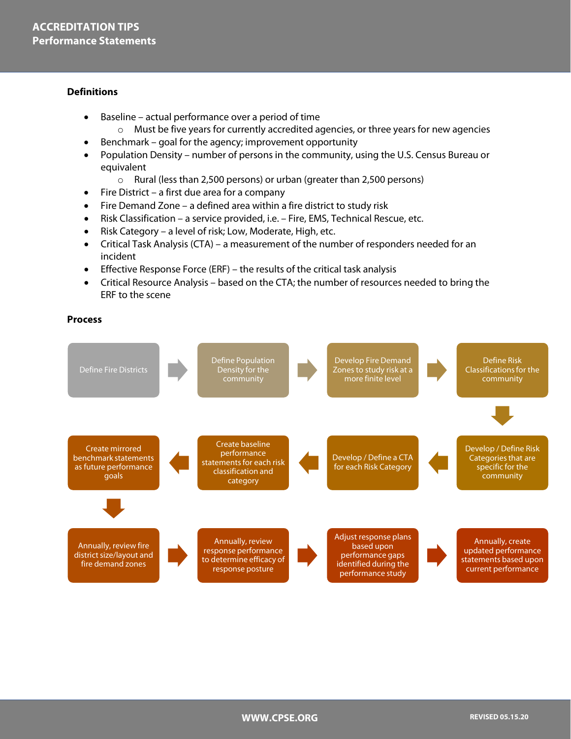## Definitions

- Baseline – actual performance over a period of time
  - Must be five years for currently accredited agencies, or three years for new agencies
- Benchmark – goal for the agency; improvement opportunity
- Population Density – number of persons in the community, using the U.S. Census Bureau or equivalent
  - Rural (less than 2,500 persons) or urban (greater than 2,500 persons)
- Fire District – a first due area for a company
- Fire Demand Zone – a defined area within a fire district to study risk
- Risk Classification – a service provided, i.e. – Fire, EMS, Technical Rescue, etc.
- Risk Category – a level of risk; Low, Moderate, High, etc.
- Critical Task Analysis (CTA) – a measurement of the number of responders needed for an incident
- Effective Response Force (ERF) – the results of the critical task analysis
- Critical Resource Analysis – based on the CTA; the number of resources needed to bring the ERF to the scene

## Process

1. Define Fire Districts
2. Define Population Density for the community
3. Develop Fire Demand Zones to study risk at a more finite level
4. Define Risk Classifications for the community
5. Develop / Define Risk Categories that are specific for the community
6. Develop / Define a CTA for each Risk Category
7. Create baseline performance statements for each risk classification and category
8. Create mirrored benchmark statements as future performance goals
9. Annually, review fire district size/layout and fire demand zones
10. Annually, review response performance to determine efficacy of response posture
11. Adjust response plans based upon performance gaps identified during the performance study
12. Annually, create updated performance statements based upon current performance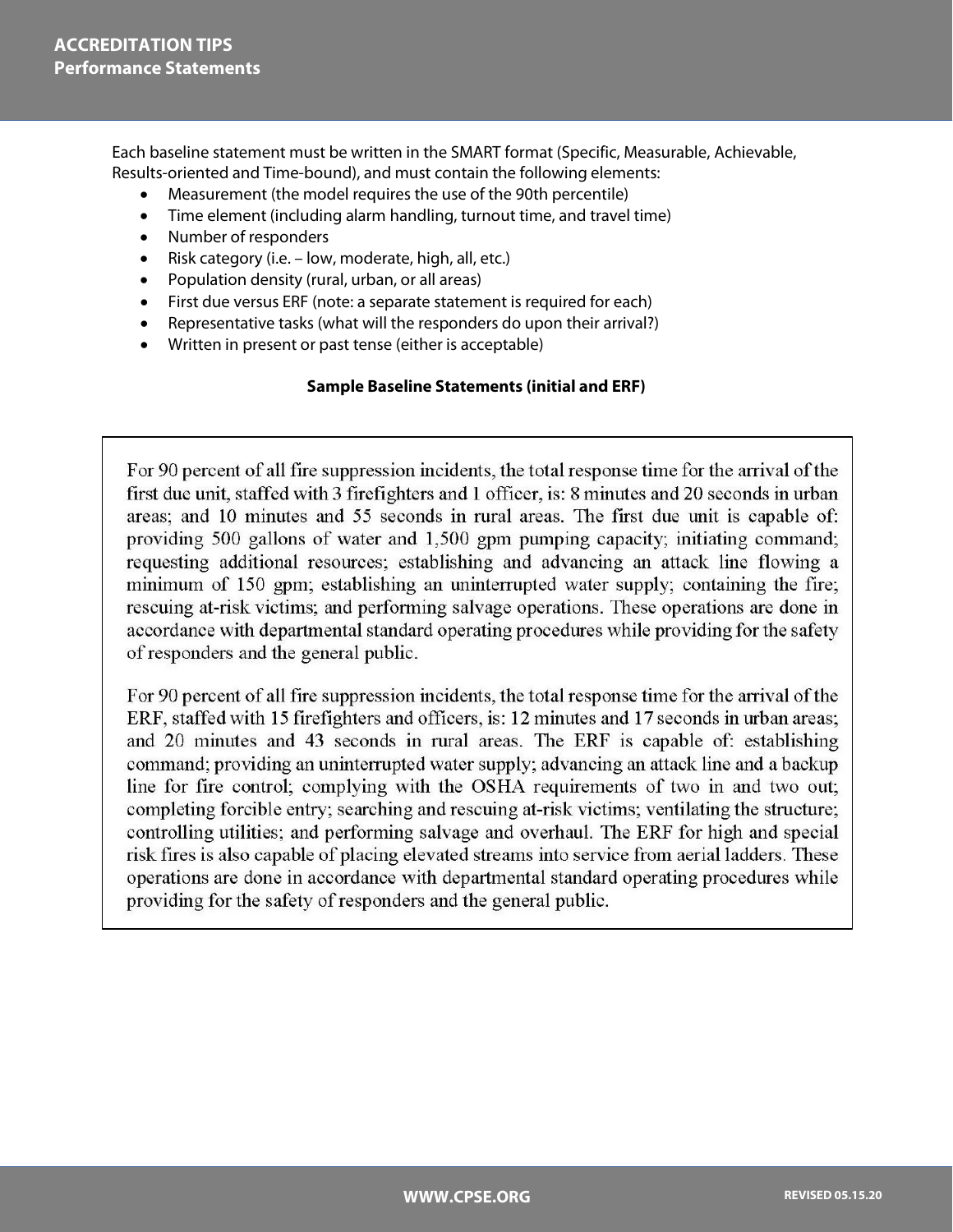Each baseline statement must be written in the SMART format (Specific, Measurable, Achievable, Results-oriented and Time-bound), and must contain the following elements:

- Measurement (the model requires the use of the 90th percentile)
- Time element (including alarm handling, turnout time, and travel time)
- Number of responders
- Risk category (i.e. – low, moderate, high, all, etc.)
- Population density (rural, urban, or all areas)
- First due versus ERF (note: a separate statement is required for each)
- Representative tasks (what will the responders do upon their arrival?)
- Written in present or past tense (either is acceptable)

**Sample Baseline Statements (initial and ERF)**

For 90 percent of all fire suppression incidents, the total response time for the arrival of the first due unit, staffed with 3 firefighters and 1 officer, is: 8 minutes and 20 seconds in urban areas; and 10 minutes and 55 seconds in rural areas. The first due unit is capable of: providing 500 gallons of water and 1,500 gpm pumping capacity; initiating command; requesting additional resources; establishing and advancing an attack line flowing a minimum of 150 gpm; establishing an uninterrupted water supply; containing the fire; rescuing at-risk victims; and performing salvage operations. These operations are done in accordance with departmental standard operating procedures while providing for the safety of responders and the general public.

For 90 percent of all fire suppression incidents, the total response time for the arrival of the ERF, staffed with 15 firefighters and officers, is: 12 minutes and 17 seconds in urban areas; and 20 minutes and 43 seconds in rural areas. The ERF is capable of: establishing command; providing an uninterrupted water supply; advancing an attack line and a backup line for fire control; complying with the OSHA requirements of two in and two out; completing forcible entry; searching and rescuing at-risk victims; ventilating the structure; controlling utilities; and performing salvage and overhaul. The ERF for high and special risk fires is also capable of placing elevated streams into service from aerial ladders. These operations are done in accordance with departmental standard operating procedures while providing for the safety of responders and the general public.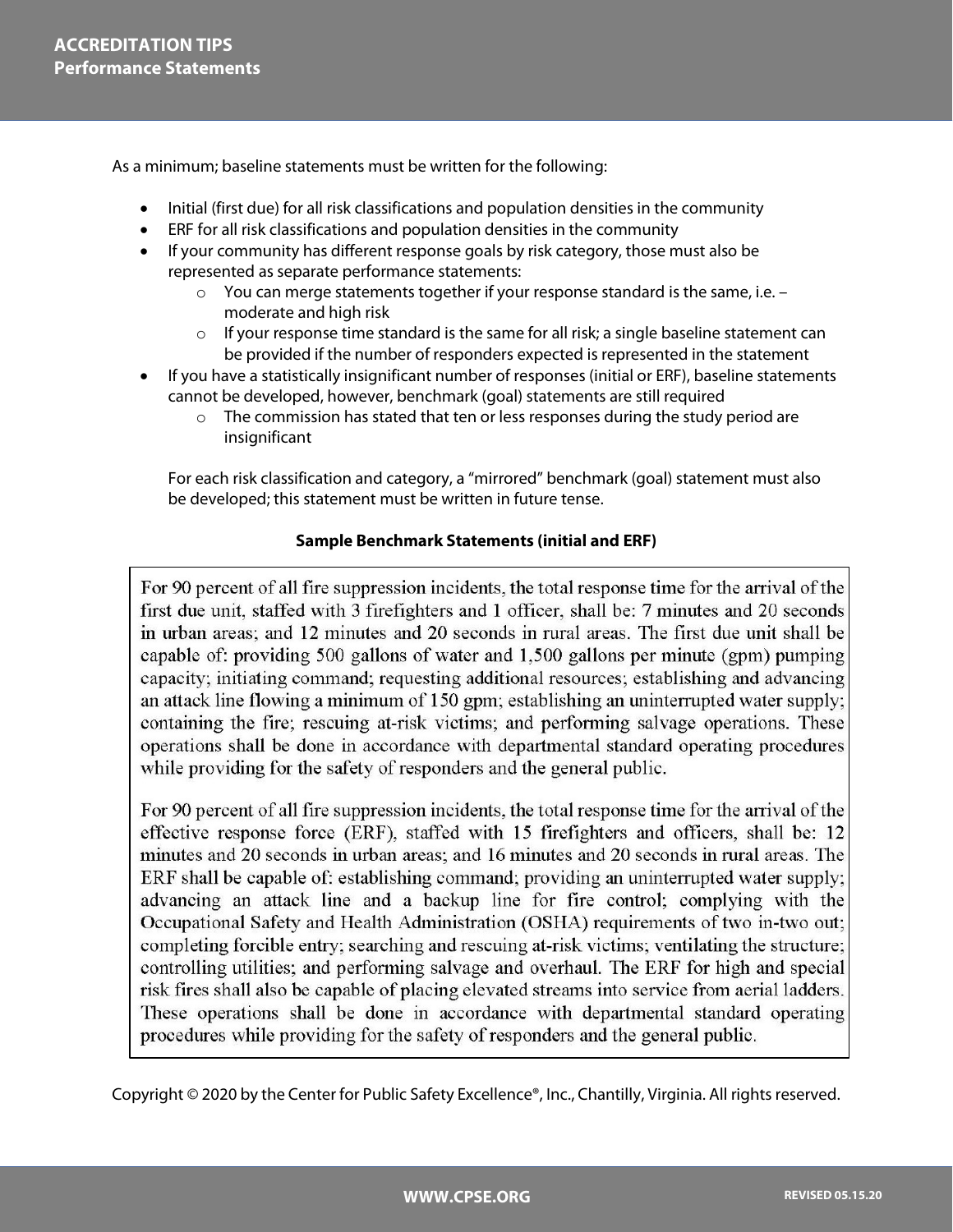As a minimum; baseline statements must be written for the following:

- Initial (first due) for all risk classifications and population densities in the community
- ERF for all risk classifications and population densities in the community
- If your community has different response goals by risk category, those must also be represented as separate performance statements:
  - You can merge statements together if your response standard is the same, i.e. – moderate and high risk
  - If your response time standard is the same for all risk; a single baseline statement can be provided if the number of responders expected is represented in the statement
- If you have a statistically insignificant number of responses (initial or ERF), baseline statements cannot be developed, however, benchmark (goal) statements are still required
  - The commission has stated that ten or less responses during the study period are insignificant

For each risk classification and category, a "mirrored" benchmark (goal) statement must also be developed; this statement must be written in future tense.

**Sample Benchmark Statements (initial and ERF)**

For 90 percent of all fire suppression incidents, the total response time for the arrival of the first due unit, staffed with 3 firefighters and 1 officer, shall be: 7 minutes and 20 seconds in urban areas; and 12 minutes and 20 seconds in rural areas. The first due unit shall be capable of: providing 500 gallons of water and 1,500 gallons per minute (gpm) pumping capacity; initiating command; requesting additional resources; establishing and advancing an attack line flowing a minimum of 150 gpm; establishing an uninterrupted water supply; containing the fire; rescuing at-risk victims; and performing salvage operations. These operations shall be done in accordance with departmental standard operating procedures while providing for the safety of responders and the general public.

For 90 percent of all fire suppression incidents, the total response time for the arrival of the effective response force (ERF), staffed with 15 firefighters and officers, shall be: 12 minutes and 20 seconds in urban areas; and 16 minutes and 20 seconds in rural areas. The ERF shall be capable of: establishing command; providing an uninterrupted water supply; advancing an attack line and a backup line for fire control; complying with the Occupational Safety and Health Administration (OSHA) requirements of two in-two out; completing forcible entry; searching and rescuing at-risk victims; ventilating the structure; controlling utilities; and performing salvage and overhaul. The ERF for high and special risk fires shall also be capable of placing elevated streams into service from aerial ladders. These operations shall be done in accordance with departmental standard operating procedures while providing for the safety of responders and the general public.

Copyright © 2020 by the Center for Public Safety Excellence®, Inc., Chantilly, Virginia. All rights reserved.